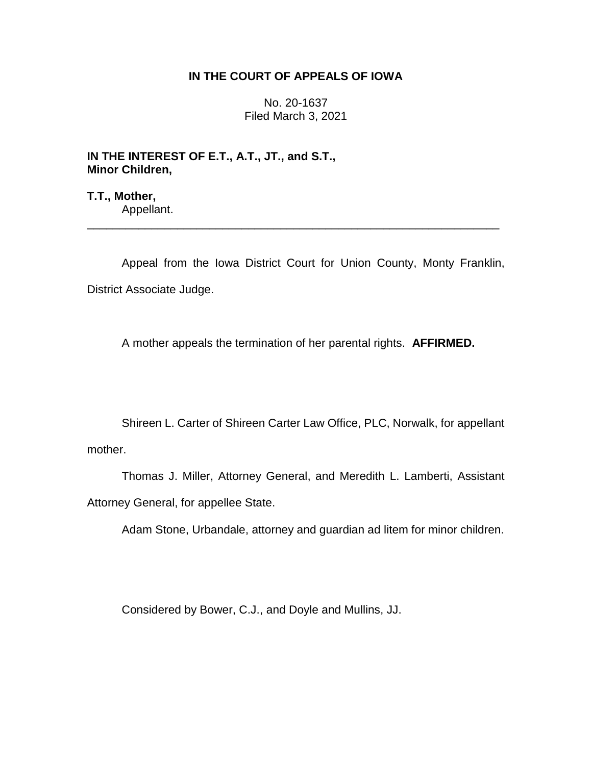# IN THE COURT OF APPEALS OF IOWA

No. 20-1637
Filed March 3, 2021

**IN THE INTEREST OF E.T., A.T., JT., and S.T., Minor Children,**

**T.T., Mother,**
Appellant.

---

Appeal from the Iowa District Court for Union County, Monty Franklin, District Associate Judge.

A mother appeals the termination of her parental rights. **AFFIRMED.**

Shireen L. Carter of Shireen Carter Law Office, PLC, Norwalk, for appellant mother.

Thomas J. Miller, Attorney General, and Meredith L. Lamberti, Assistant Attorney General, for appellee State.

Adam Stone, Urbandale, attorney and guardian ad litem for minor children.

Considered by Bower, C.J., and Doyle and Mullins, JJ.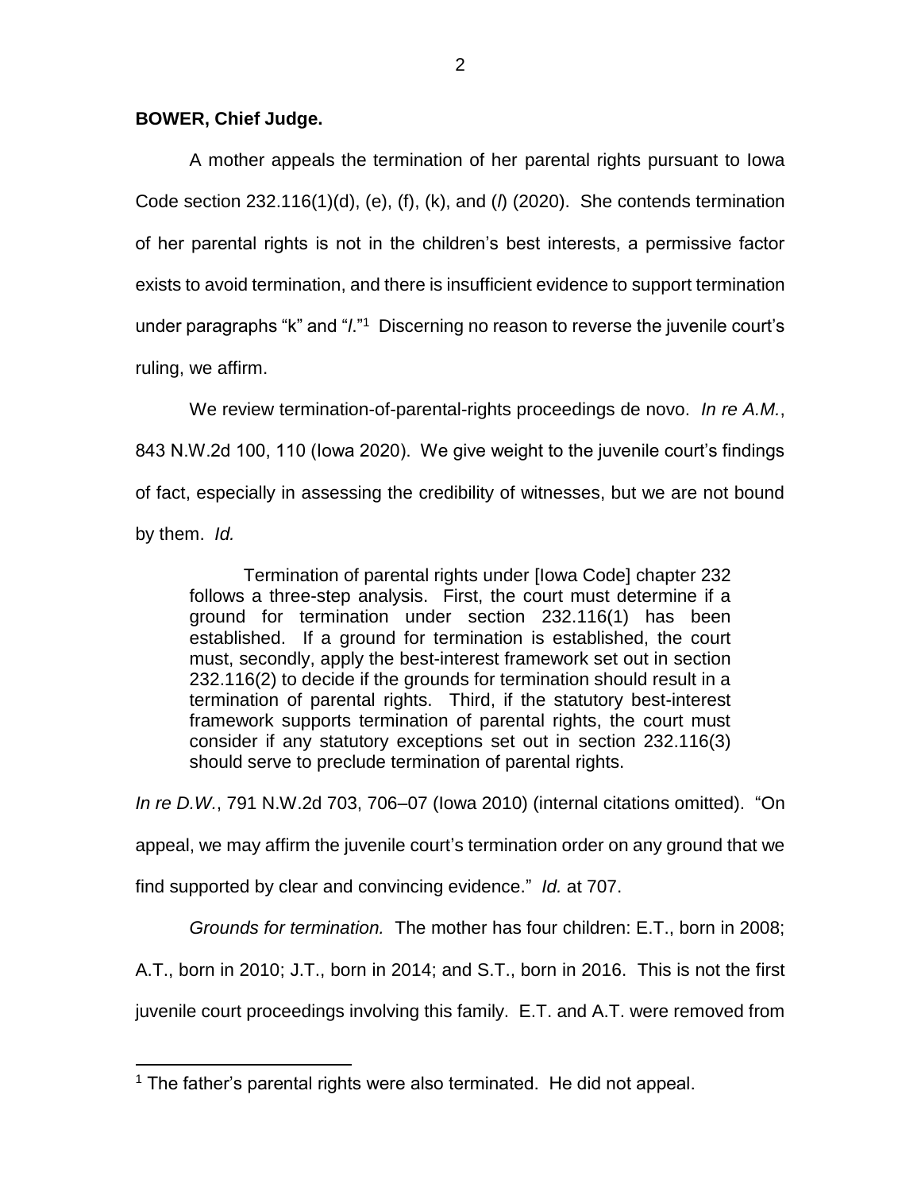**BOWER, Chief Judge.**

A mother appeals the termination of her parental rights pursuant to Iowa Code section 232.116(1)(d), (e), (f), (k), and (*l*) (2020). She contends termination of her parental rights is not in the children's best interests, a permissive factor exists to avoid termination, and there is insufficient evidence to support termination under paragraphs "k" and "*l*."[1] Discerning no reason to reverse the juvenile court's ruling, we affirm.

We review termination-of-parental-rights proceedings de novo. *In re A.M.*, 843 N.W.2d 100, 110 (Iowa 2020). We give weight to the juvenile court's findings of fact, especially in assessing the credibility of witnesses, but we are not bound by them. *Id.*

> Termination of parental rights under [Iowa Code] chapter 232 follows a three-step analysis. First, the court must determine if a ground for termination under section 232.116(1) has been established. If a ground for termination is established, the court must, secondly, apply the best-interest framework set out in section 232.116(2) to decide if the grounds for termination should result in a termination of parental rights. Third, if the statutory best-interest framework supports termination of parental rights, the court must consider if any statutory exceptions set out in section 232.116(3) should serve to preclude termination of parental rights.

*In re D.W.*, 791 N.W.2d 703, 706–07 (Iowa 2010) (internal citations omitted). "On appeal, we may affirm the juvenile court's termination order on any ground that we find supported by clear and convincing evidence." *Id.* at 707.

*Grounds for termination.* The mother has four children: E.T., born in 2008; A.T., born in 2010; J.T., born in 2014; and S.T., born in 2016. This is not the first juvenile court proceedings involving this family. E.T. and A.T. were removed from

[1] The father's parental rights were also terminated. He did not appeal.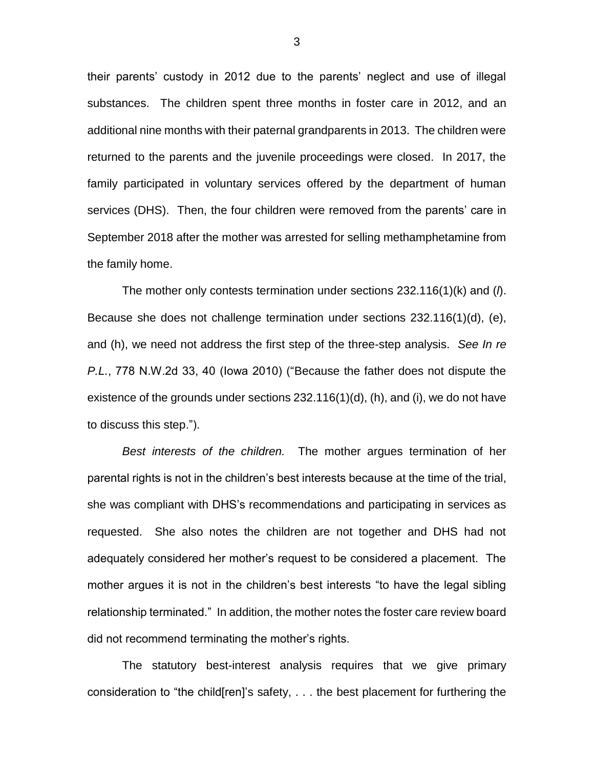their parents' custody in 2012 due to the parents' neglect and use of illegal substances. The children spent three months in foster care in 2012, and an additional nine months with their paternal grandparents in 2013. The children were returned to the parents and the juvenile proceedings were closed. In 2017, the family participated in voluntary services offered by the department of human services (DHS). Then, the four children were removed from the parents' care in September 2018 after the mother was arrested for selling methamphetamine from the family home.

The mother only contests termination under sections 232.116(1)(k) and (*l*). Because she does not challenge termination under sections 232.116(1)(d), (e), and (h), we need not address the first step of the three-step analysis. *See In re P.L.*, 778 N.W.2d 33, 40 (Iowa 2010) ("Because the father does not dispute the existence of the grounds under sections 232.116(1)(d), (h), and (i), we do not have to discuss this step.").

*Best interests of the children.* The mother argues termination of her parental rights is not in the children's best interests because at the time of the trial, she was compliant with DHS's recommendations and participating in services as requested. She also notes the children are not together and DHS had not adequately considered her mother's request to be considered a placement. The mother argues it is not in the children's best interests "to have the legal sibling relationship terminated." In addition, the mother notes the foster care review board did not recommend terminating the mother's rights.

The statutory best-interest analysis requires that we give primary consideration to "the child[ren]'s safety, . . . the best placement for furthering the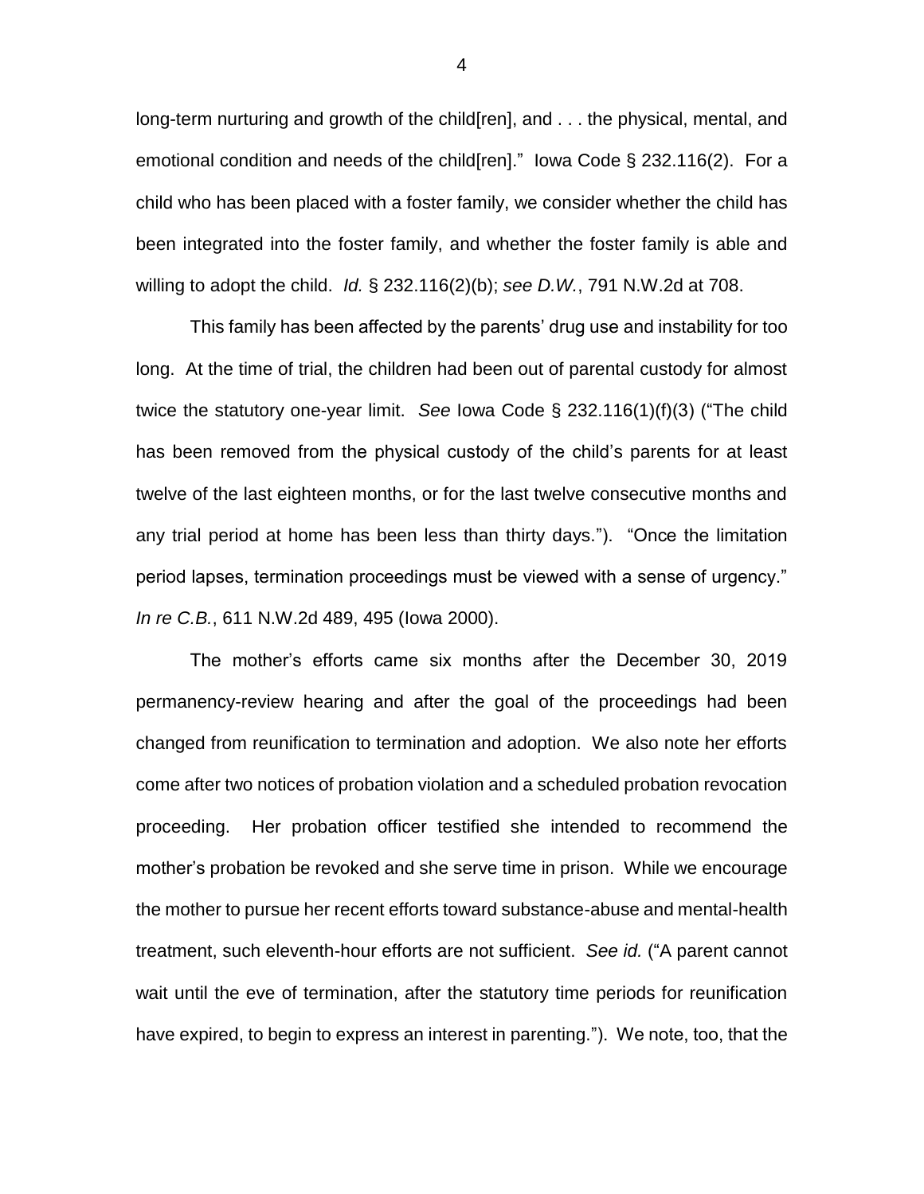long-term nurturing and growth of the child[ren], and . . . the physical, mental, and emotional condition and needs of the child[ren]." Iowa Code § 232.116(2). For a child who has been placed with a foster family, we consider whether the child has been integrated into the foster family, and whether the foster family is able and willing to adopt the child. *Id.* § 232.116(2)(b); *see D.W.*, 791 N.W.2d at 708.

This family has been affected by the parents' drug use and instability for too long. At the time of trial, the children had been out of parental custody for almost twice the statutory one-year limit. *See* Iowa Code § 232.116(1)(f)(3) ("The child has been removed from the physical custody of the child's parents for at least twelve of the last eighteen months, or for the last twelve consecutive months and any trial period at home has been less than thirty days."). "Once the limitation period lapses, termination proceedings must be viewed with a sense of urgency." *In re C.B.*, 611 N.W.2d 489, 495 (Iowa 2000).

The mother's efforts came six months after the December 30, 2019 permanency-review hearing and after the goal of the proceedings had been changed from reunification to termination and adoption. We also note her efforts come after two notices of probation violation and a scheduled probation revocation proceeding. Her probation officer testified she intended to recommend the mother's probation be revoked and she serve time in prison. While we encourage the mother to pursue her recent efforts toward substance-abuse and mental-health treatment, such eleventh-hour efforts are not sufficient. *See id.* ("A parent cannot wait until the eve of termination, after the statutory time periods for reunification have expired, to begin to express an interest in parenting."). We note, too, that the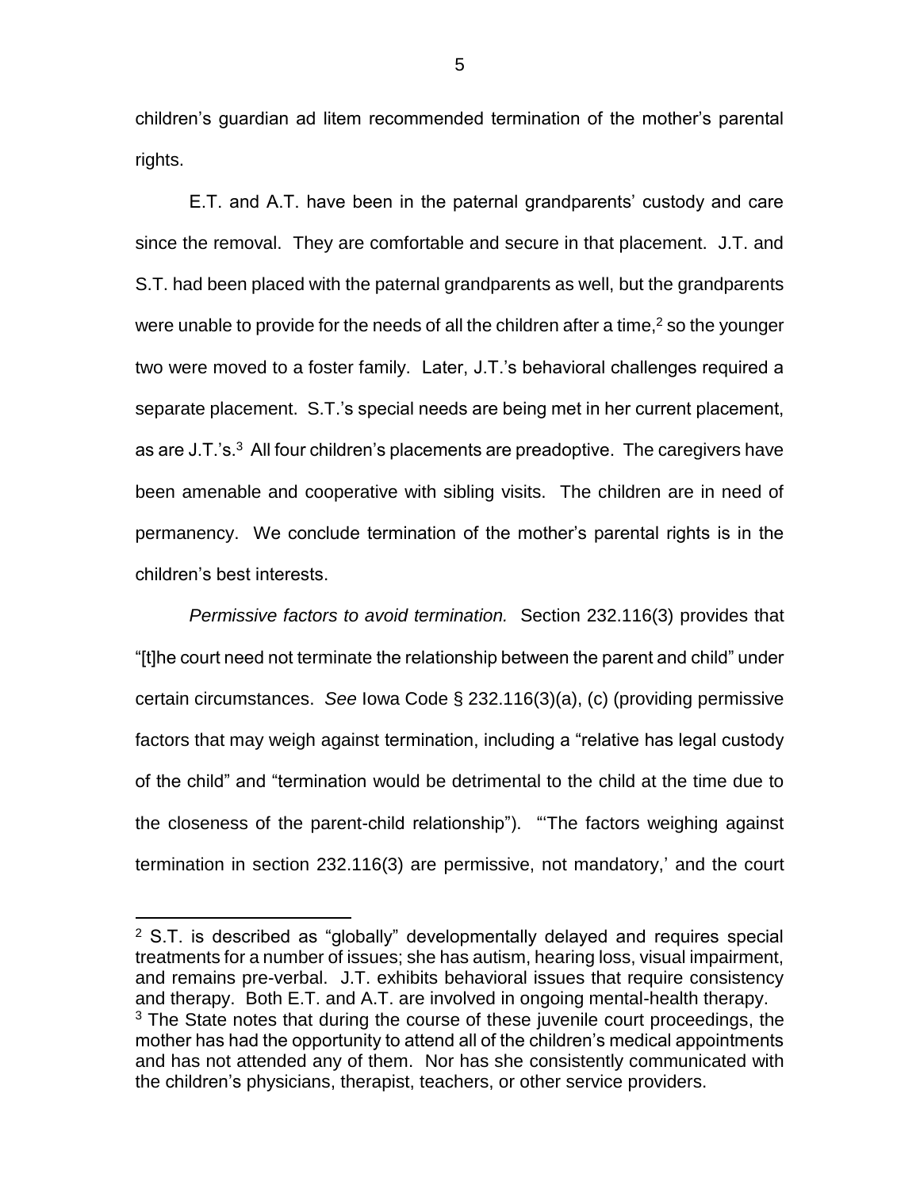children's guardian ad litem recommended termination of the mother's parental rights.

E.T. and A.T. have been in the paternal grandparents' custody and care since the removal. They are comfortable and secure in that placement. J.T. and S.T. had been placed with the paternal grandparents as well, but the grandparents were unable to provide for the needs of all the children after a time,[2] so the younger two were moved to a foster family. Later, J.T.'s behavioral challenges required a separate placement. S.T.'s special needs are being met in her current placement, as are J.T.'s.[3] All four children's placements are preadoptive. The caregivers have been amenable and cooperative with sibling visits. The children are in need of permanency. We conclude termination of the mother's parental rights is in the children's best interests.

*Permissive factors to avoid termination.* Section 232.116(3) provides that "[t]he court need not terminate the relationship between the parent and child" under certain circumstances. *See* Iowa Code § 232.116(3)(a), (c) (providing permissive factors that may weigh against termination, including a "relative has legal custody of the child" and "termination would be detrimental to the child at the time due to the closeness of the parent-child relationship"). "'The factors weighing against termination in section 232.116(3) are permissive, not mandatory,' and the court

---

[2] S.T. is described as "globally" developmentally delayed and requires special treatments for a number of issues; she has autism, hearing loss, visual impairment, and remains pre-verbal. J.T. exhibits behavioral issues that require consistency and therapy. Both E.T. and A.T. are involved in ongoing mental-health therapy.

[3] The State notes that during the course of these juvenile court proceedings, the mother has had the opportunity to attend all of the children's medical appointments and has not attended any of them. Nor has she consistently communicated with the children's physicians, therapist, teachers, or other service providers.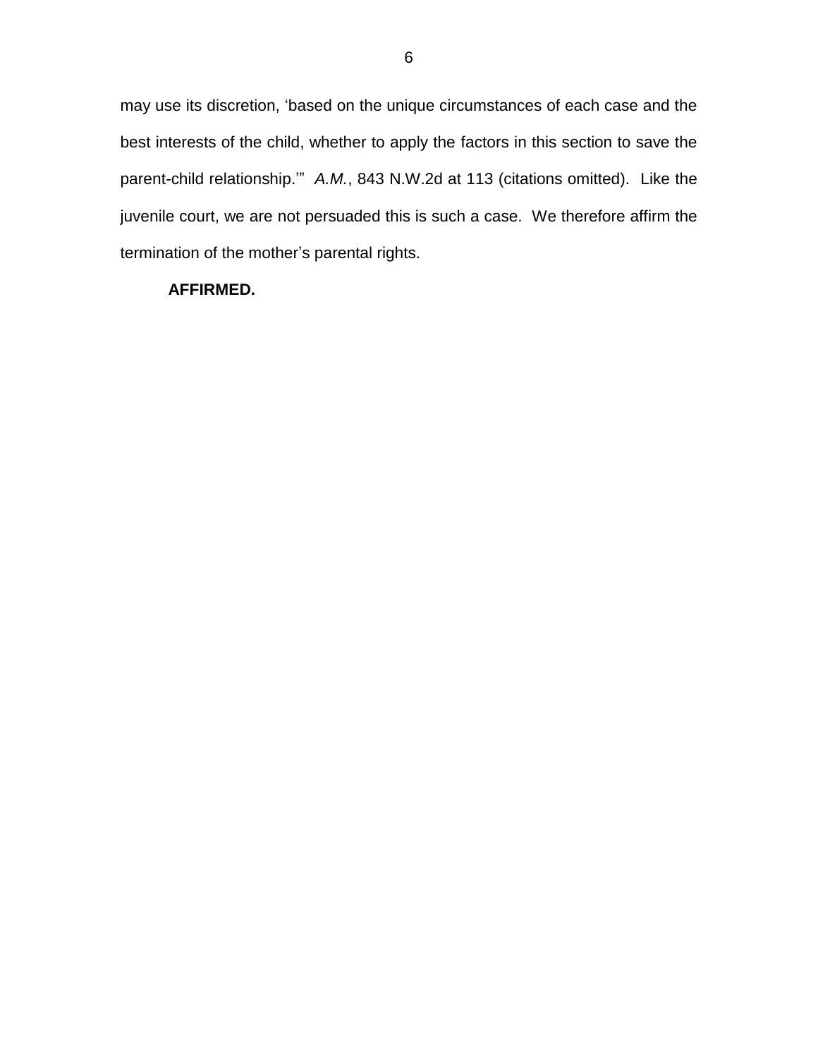may use its discretion, 'based on the unique circumstances of each case and the best interests of the child, whether to apply the factors in this section to save the parent-child relationship.'" *A.M.*, 843 N.W.2d at 113 (citations omitted). Like the juvenile court, we are not persuaded this is such a case. We therefore affirm the termination of the mother's parental rights.

**AFFIRMED.**